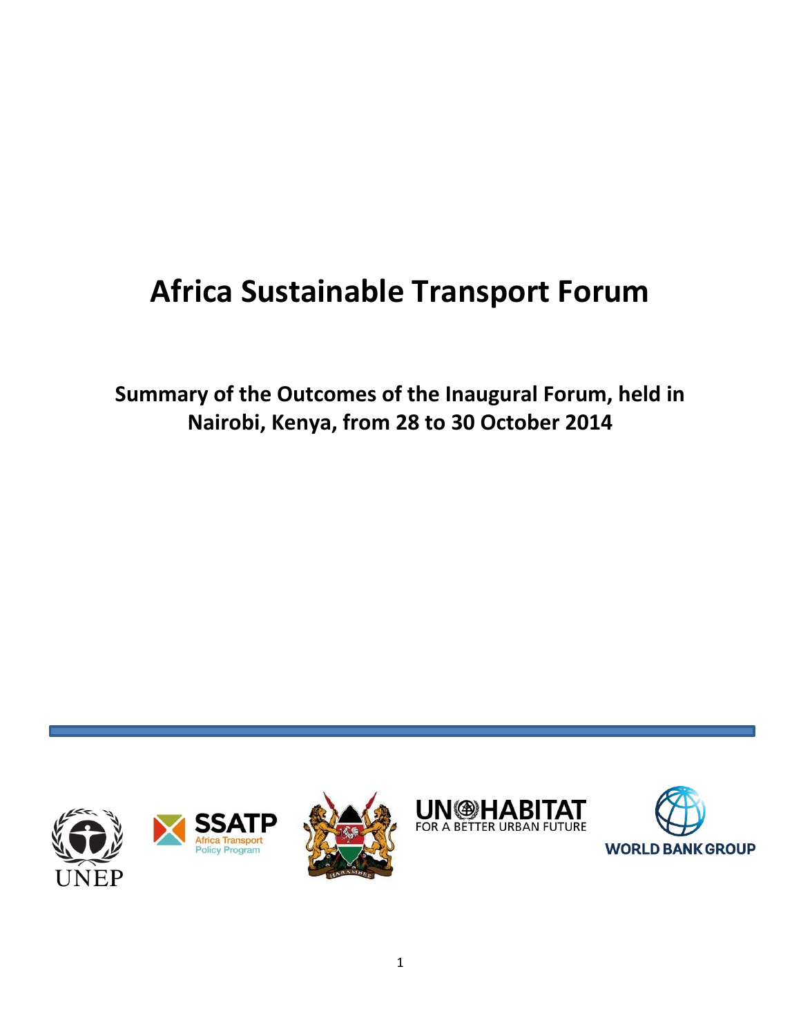# Africa Sustainable Transport Forum

## Summary of the Outcomes of the Inaugural Forum, held in Nairobi, Kenya, from 28 to 30 October 2014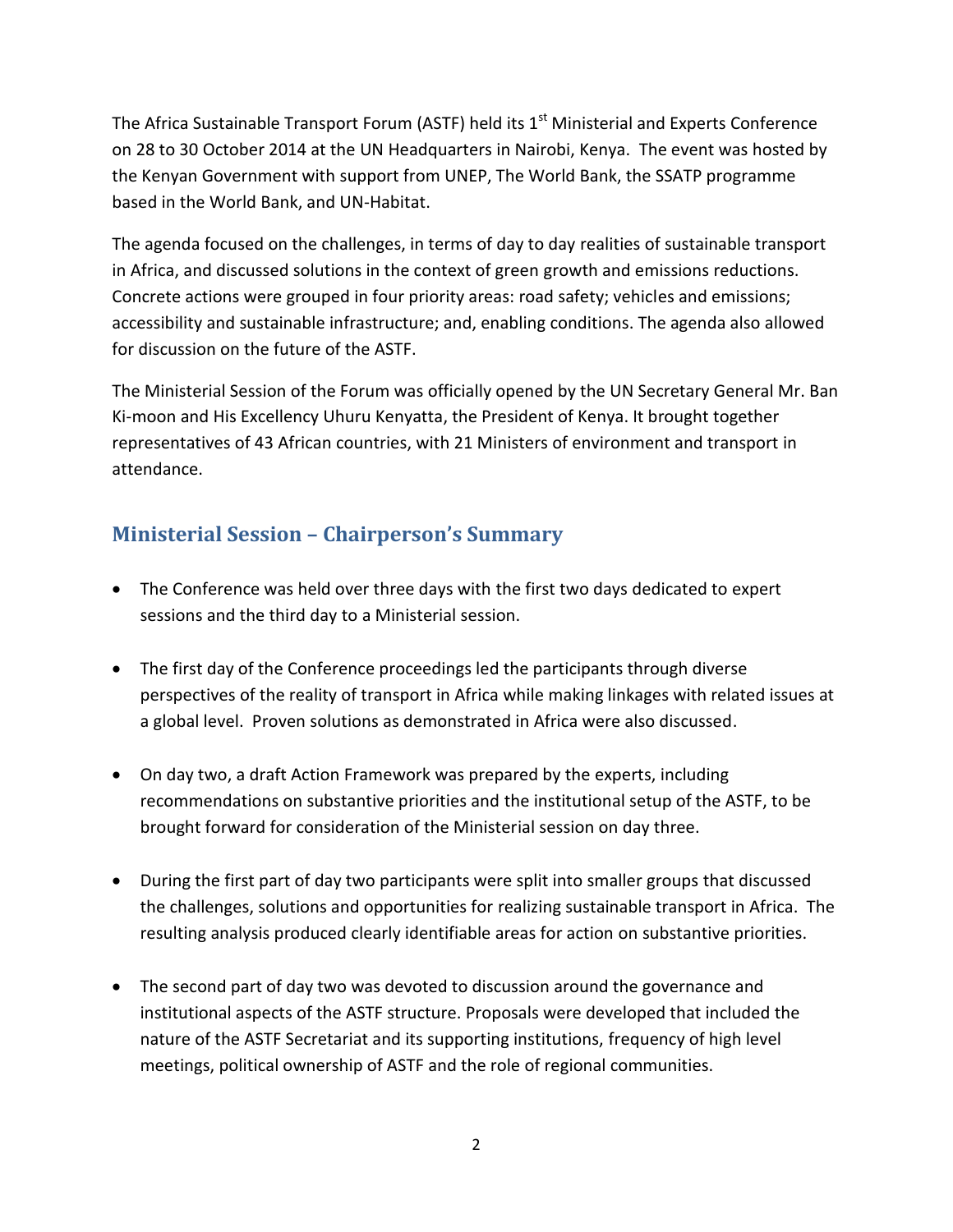The Africa Sustainable Transport Forum (ASTF) held its 1st Ministerial and Experts Conference on 28 to 30 October 2014 at the UN Headquarters in Nairobi, Kenya. The event was hosted by the Kenyan Government with support from UNEP, The World Bank, the SSATP programme based in the World Bank, and UN-Habitat.

The agenda focused on the challenges, in terms of day to day realities of sustainable transport in Africa, and discussed solutions in the context of green growth and emissions reductions. Concrete actions were grouped in four priority areas: road safety; vehicles and emissions; accessibility and sustainable infrastructure; and, enabling conditions. The agenda also allowed for discussion on the future of the ASTF.

The Ministerial Session of the Forum was officially opened by the UN Secretary General Mr. Ban Ki-moon and His Excellency Uhuru Kenyatta, the President of Kenya. It brought together representatives of 43 African countries, with 21 Ministers of environment and transport in attendance.

## Ministerial Session – Chairperson's Summary

- The Conference was held over three days with the first two days dedicated to expert sessions and the third day to a Ministerial session.
- The first day of the Conference proceedings led the participants through diverse perspectives of the reality of transport in Africa while making linkages with related issues at a global level. Proven solutions as demonstrated in Africa were also discussed.
- On day two, a draft Action Framework was prepared by the experts, including recommendations on substantive priorities and the institutional setup of the ASTF, to be brought forward for consideration of the Ministerial session on day three.
- During the first part of day two participants were split into smaller groups that discussed the challenges, solutions and opportunities for realizing sustainable transport in Africa. The resulting analysis produced clearly identifiable areas for action on substantive priorities.
- The second part of day two was devoted to discussion around the governance and institutional aspects of the ASTF structure. Proposals were developed that included the nature of the ASTF Secretariat and its supporting institutions, frequency of high level meetings, political ownership of ASTF and the role of regional communities.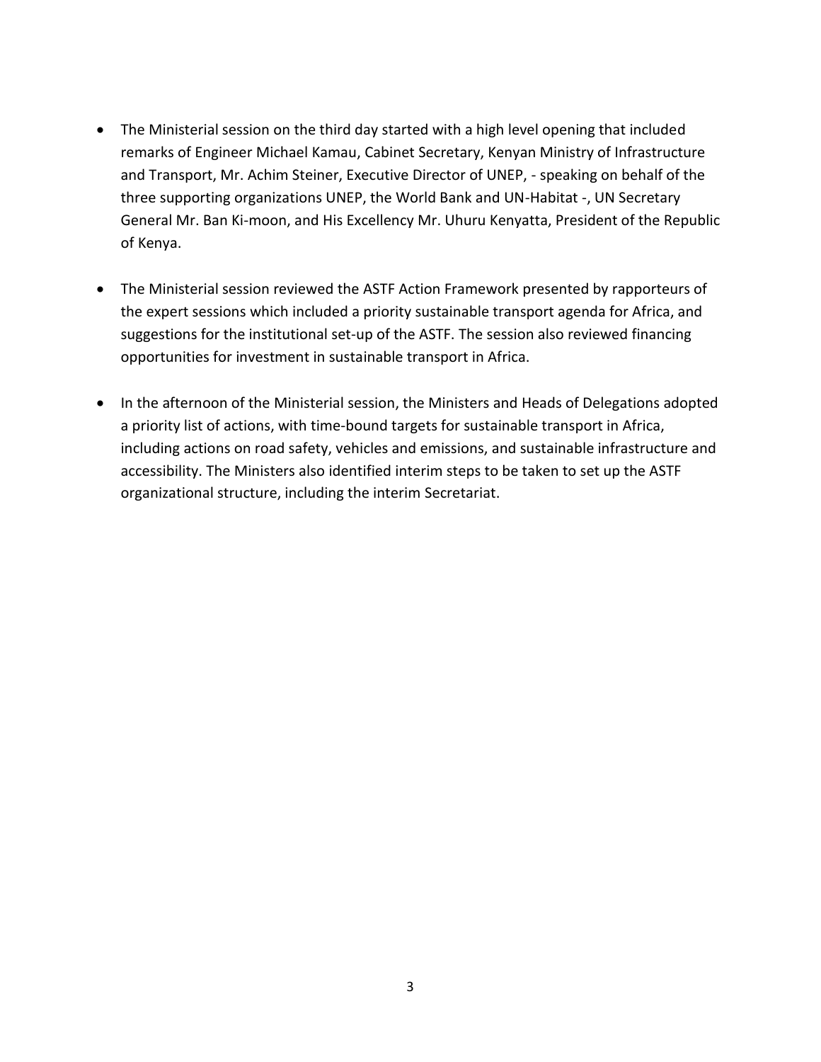- The Ministerial session on the third day started with a high level opening that included remarks of Engineer Michael Kamau, Cabinet Secretary, Kenyan Ministry of Infrastructure and Transport, Mr. Achim Steiner, Executive Director of UNEP, - speaking on behalf of the three supporting organizations UNEP, the World Bank and UN-Habitat -, UN Secretary General Mr. Ban Ki-moon, and His Excellency Mr. Uhuru Kenyatta, President of the Republic of Kenya.

- The Ministerial session reviewed the ASTF Action Framework presented by rapporteurs of the expert sessions which included a priority sustainable transport agenda for Africa, and suggestions for the institutional set-up of the ASTF. The session also reviewed financing opportunities for investment in sustainable transport in Africa.

- In the afternoon of the Ministerial session, the Ministers and Heads of Delegations adopted a priority list of actions, with time-bound targets for sustainable transport in Africa, including actions on road safety, vehicles and emissions, and sustainable infrastructure and accessibility. The Ministers also identified interim steps to be taken to set up the ASTF organizational structure, including the interim Secretariat.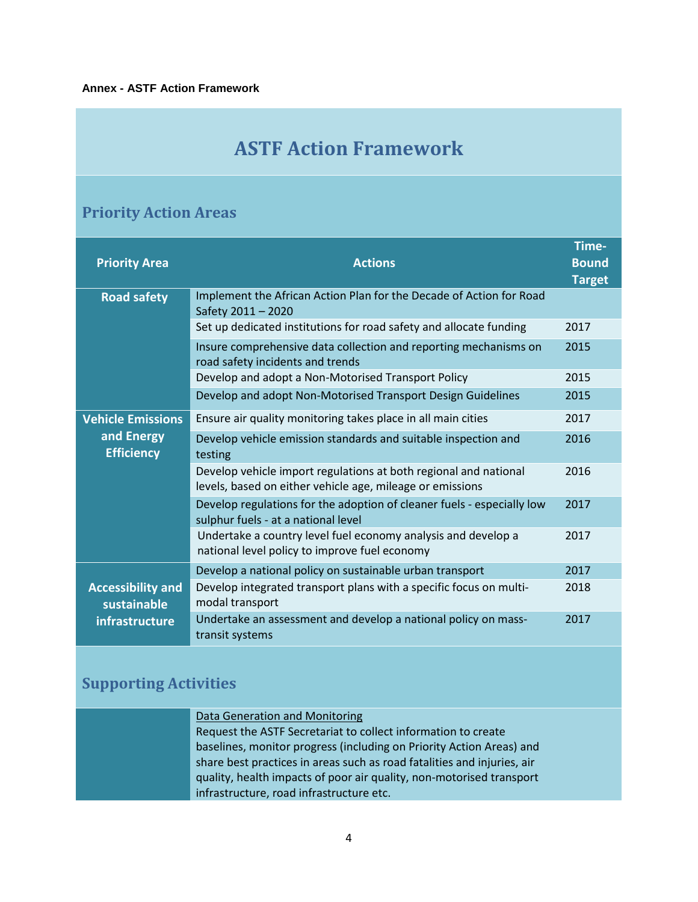**Annex - ASTF Action Framework**

# ASTF Action Framework

## Priority Action Areas

| Priority Area | Actions | Time-Bound Target |
|---|---|---|
| **Road safety** | Implement the African Action Plan for the Decade of Action for Road Safety 2011 – 2020 | |
| | Set up dedicated institutions for road safety and allocate funding | 2017 |
| | Insure comprehensive data collection and reporting mechanisms on road safety incidents and trends | 2015 |
| | Develop and adopt a Non-Motorised Transport Policy | 2015 |
| | Develop and adopt Non-Motorised Transport Design Guidelines | 2015 |
| **Vehicle Emissions and Energy Efficiency** | Ensure air quality monitoring takes place in all main cities | 2017 |
| | Develop vehicle emission standards and suitable inspection and testing | 2016 |
| | Develop vehicle import regulations at both regional and national levels, based on either vehicle age, mileage or emissions | 2016 |
| | Develop regulations for the adoption of cleaner fuels - especially low sulphur fuels - at a national level | 2017 |
| | Undertake a country level fuel economy analysis and develop a national level policy to improve fuel economy | 2017 |
| **Accessibility and sustainable infrastructure** | Develop a national policy on sustainable urban transport | 2017 |
| | Develop integrated transport plans with a specific focus on multi-modal transport | 2018 |
| | Undertake an assessment and develop a national policy on mass-transit systems | 2017 |

## Supporting Activities

<u>Data Generation and Monitoring</u>

Request the ASTF Secretariat to collect information to create baselines, monitor progress (including on Priority Action Areas) and share best practices in areas such as road fatalities and injuries, air quality, health impacts of poor air quality, non-motorised transport infrastructure, road infrastructure etc.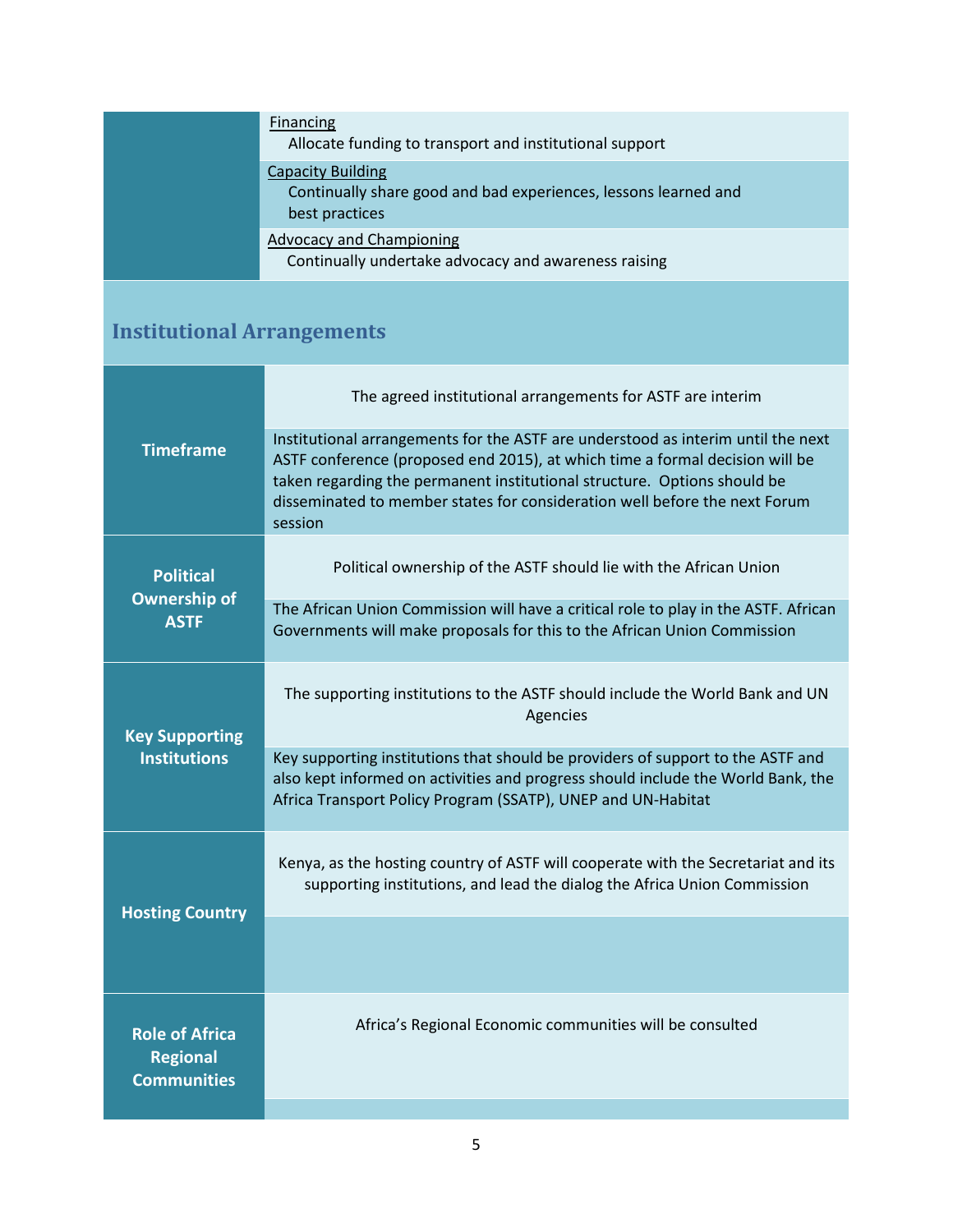| | |
|---|---|
| | Financing<br>Allocate funding to transport and institutional support |
| | Capacity Building<br>Continually share good and bad experiences, lessons learned and best practices |
| | Advocacy and Championing<br>Continually undertake advocacy and awareness raising |

## Institutional Arrangements

| | |
|---|---|
| **Timeframe** | The agreed institutional arrangements for ASTF are interim |
| | Institutional arrangements for the ASTF are understood as interim until the next ASTF conference (proposed end 2015), at which time a formal decision will be taken regarding the permanent institutional structure. Options should be disseminated to member states for consideration well before the next Forum session |
| **Political Ownership of ASTF** | Political ownership of the ASTF should lie with the African Union |
| | The African Union Commission will have a critical role to play in the ASTF. African Governments will make proposals for this to the African Union Commission |
| **Key Supporting Institutions** | The supporting institutions to the ASTF should include the World Bank and UN Agencies |
| | Key supporting institutions that should be providers of support to the ASTF and also kept informed on activities and progress should include the World Bank, the Africa Transport Policy Program (SSATP), UNEP and UN-Habitat |
| **Hosting Country** | Kenya, as the hosting country of ASTF will cooperate with the Secretariat and its supporting institutions, and lead the dialog the Africa Union Commission |
| | |
| **Role of Africa Regional Communities** | Africa's Regional Economic communities will be consulted |
| | |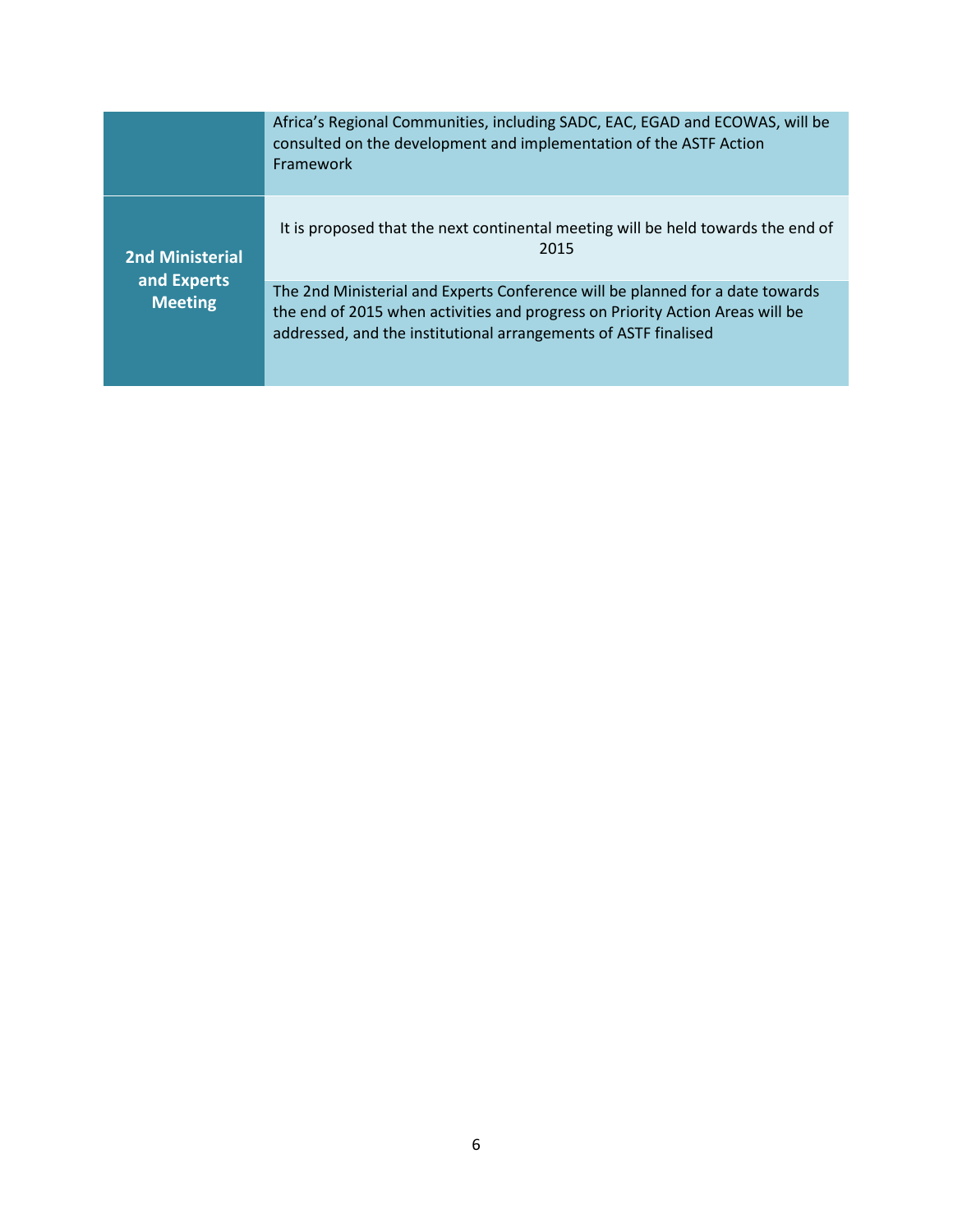| | |
|---|---|
| | Africa's Regional Communities, including SADC, EAC, EGAD and ECOWAS, will be consulted on the development and implementation of the ASTF Action Framework |
| **2nd Ministerial and Experts Meeting** | It is proposed that the next continental meeting will be held towards the end of 2015 |
| | The 2nd Ministerial and Experts Conference will be planned for a date towards the end of 2015 when activities and progress on Priority Action Areas will be addressed, and the institutional arrangements of ASTF finalised |